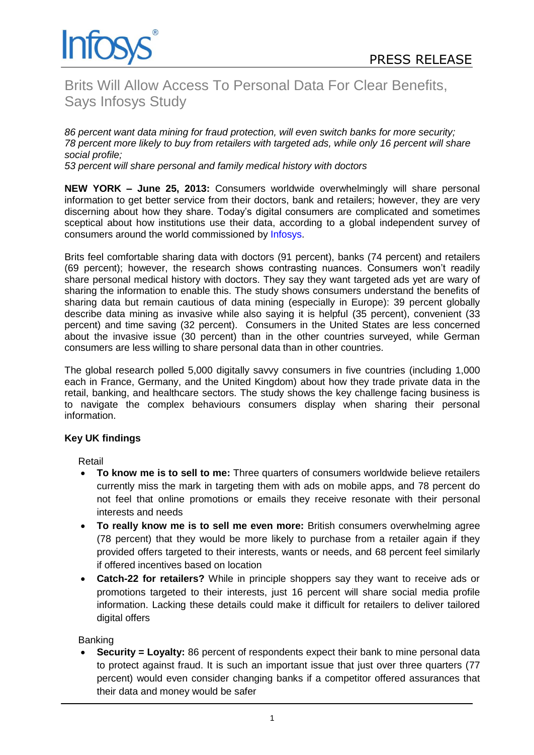Infosys®

PRESS RELEASE

# Brits Will Allow Access To Personal Data For Clear Benefits, Says Infosys Study

*86 percent want data mining for fraud protection, will even switch banks for more security; 78 percent more likely to buy from retailers with targeted ads, while only 16 percent will share social profile;*
*53 percent will share personal and family medical history with doctors*

**NEW YORK – June 25, 2013:** Consumers worldwide overwhelmingly will share personal information to get better service from their doctors, bank and retailers; however, they are very discerning about how they share. Today's digital consumers are complicated and sometimes sceptical about how institutions use their data, according to a global independent survey of consumers around the world commissioned by Infosys.

Brits feel comfortable sharing data with doctors (91 percent), banks (74 percent) and retailers (69 percent); however, the research shows contrasting nuances. Consumers won't readily share personal medical history with doctors. They say they want targeted ads yet are wary of sharing the information to enable this. The study shows consumers understand the benefits of sharing data but remain cautious of data mining (especially in Europe): 39 percent globally describe data mining as invasive while also saying it is helpful (35 percent), convenient (33 percent) and time saving (32 percent). Consumers in the United States are less concerned about the invasive issue (30 percent) than in the other countries surveyed, while German consumers are less willing to share personal data than in other countries.

The global research polled 5,000 digitally savvy consumers in five countries (including 1,000 each in France, Germany, and the United Kingdom) about how they trade private data in the retail, banking, and healthcare sectors. The study shows the key challenge facing business is to navigate the complex behaviours consumers display when sharing their personal information.

**Key UK findings**

Retail

- **To know me is to sell to me:** Three quarters of consumers worldwide believe retailers currently miss the mark in targeting them with ads on mobile apps, and 78 percent do not feel that online promotions or emails they receive resonate with their personal interests and needs
- **To really know me is to sell me even more:** British consumers overwhelming agree (78 percent) that they would be more likely to purchase from a retailer again if they provided offers targeted to their interests, wants or needs, and 68 percent feel similarly if offered incentives based on location
- **Catch-22 for retailers?** While in principle shoppers say they want to receive ads or promotions targeted to their interests, just 16 percent will share social media profile information. Lacking these details could make it difficult for retailers to deliver tailored digital offers

Banking

- **Security = Loyalty:** 86 percent of respondents expect their bank to mine personal data to protect against fraud. It is such an important issue that just over three quarters (77 percent) would even consider changing banks if a competitor offered assurances that their data and money would be safer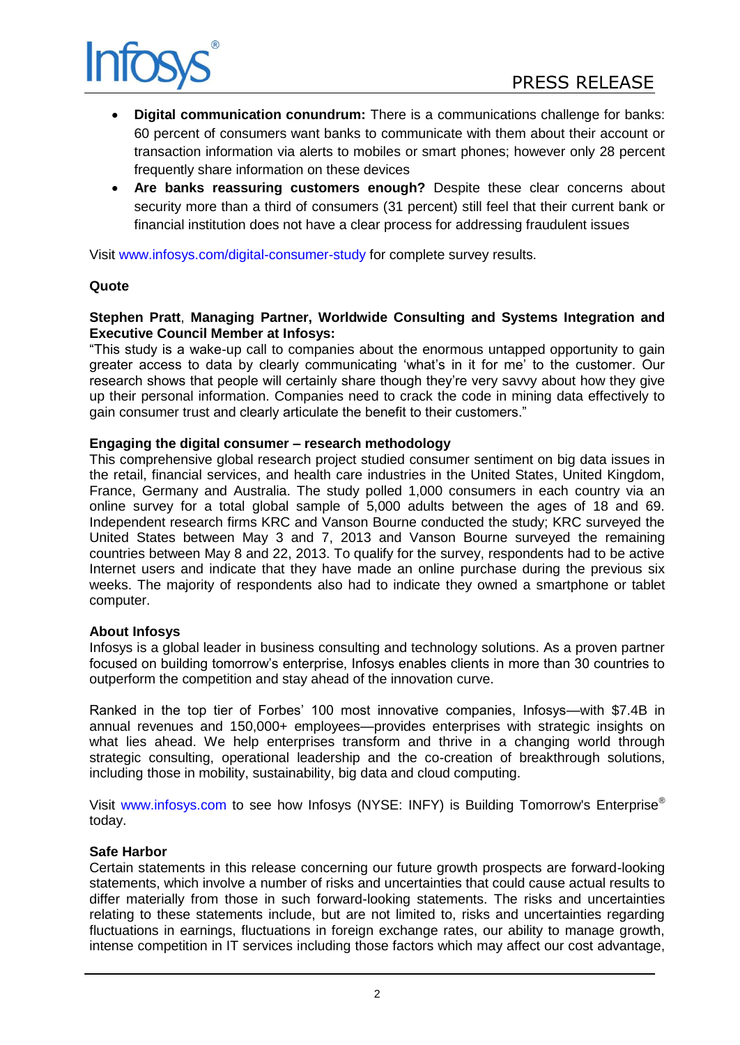- **Digital communication conundrum:** There is a communications challenge for banks: 60 percent of consumers want banks to communicate with them about their account or transaction information via alerts to mobiles or smart phones; however only 28 percent frequently share information on these devices
- **Are banks reassuring customers enough?** Despite these clear concerns about security more than a third of consumers (31 percent) still feel that their current bank or financial institution does not have a clear process for addressing fraudulent issues

Visit www.infosys.com/digital-consumer-study for complete survey results.

**Quote**

**Stephen Pratt**, **Managing Partner, Worldwide Consulting and Systems Integration and Executive Council Member at Infosys:**
"This study is a wake-up call to companies about the enormous untapped opportunity to gain greater access to data by clearly communicating 'what's in it for me' to the customer. Our research shows that people will certainly share though they're very savvy about how they give up their personal information. Companies need to crack the code in mining data effectively to gain consumer trust and clearly articulate the benefit to their customers."

**Engaging the digital consumer – research methodology**
This comprehensive global research project studied consumer sentiment on big data issues in the retail, financial services, and health care industries in the United States, United Kingdom, France, Germany and Australia. The study polled 1,000 consumers in each country via an online survey for a total global sample of 5,000 adults between the ages of 18 and 69. Independent research firms KRC and Vanson Bourne conducted the study; KRC surveyed the United States between May 3 and 7, 2013 and Vanson Bourne surveyed the remaining countries between May 8 and 22, 2013. To qualify for the survey, respondents had to be active Internet users and indicate that they have made an online purchase during the previous six weeks. The majority of respondents also had to indicate they owned a smartphone or tablet computer.

**About Infosys**
Infosys is a global leader in business consulting and technology solutions. As a proven partner focused on building tomorrow's enterprise, Infosys enables clients in more than 30 countries to outperform the competition and stay ahead of the innovation curve.

Ranked in the top tier of Forbes' 100 most innovative companies, Infosys—with $7.4B in annual revenues and 150,000+ employees—provides enterprises with strategic insights on what lies ahead. We help enterprises transform and thrive in a changing world through strategic consulting, operational leadership and the co-creation of breakthrough solutions, including those in mobility, sustainability, big data and cloud computing.

Visit www.infosys.com to see how Infosys (NYSE: INFY) is Building Tomorrow's Enterprise® today.

**Safe Harbor**
Certain statements in this release concerning our future growth prospects are forward-looking statements, which involve a number of risks and uncertainties that could cause actual results to differ materially from those in such forward-looking statements. The risks and uncertainties relating to these statements include, but are not limited to, risks and uncertainties regarding fluctuations in earnings, fluctuations in foreign exchange rates, our ability to manage growth, intense competition in IT services including those factors which may affect our cost advantage,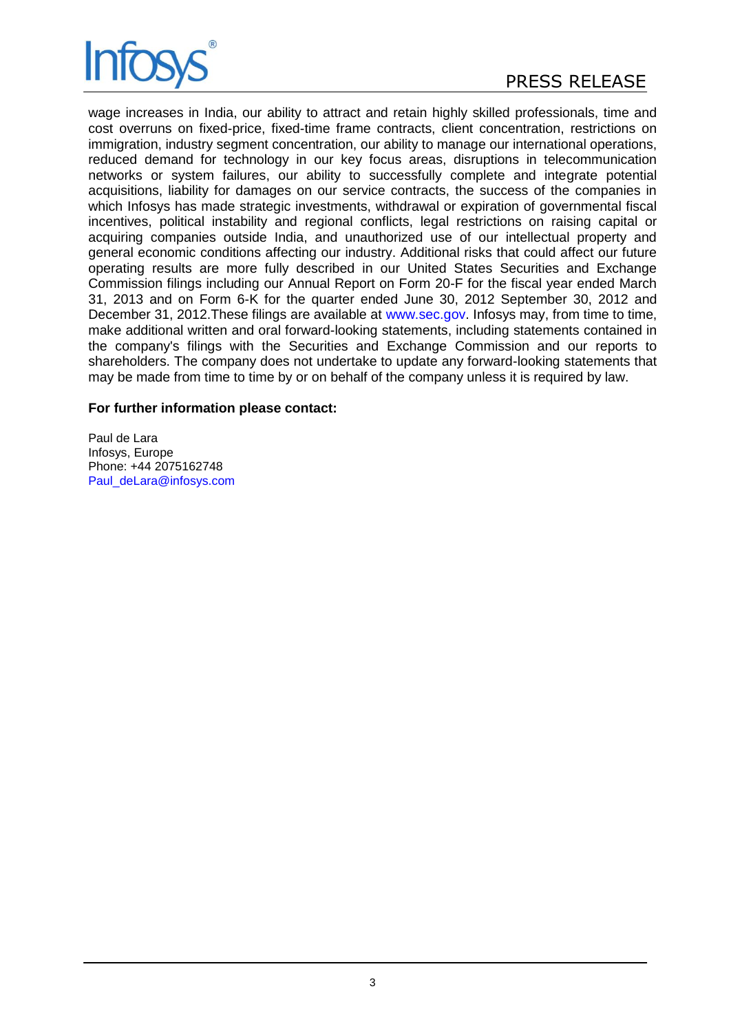wage increases in India, our ability to attract and retain highly skilled professionals, time and cost overruns on fixed-price, fixed-time frame contracts, client concentration, restrictions on immigration, industry segment concentration, our ability to manage our international operations, reduced demand for technology in our key focus areas, disruptions in telecommunication networks or system failures, our ability to successfully complete and integrate potential acquisitions, liability for damages on our service contracts, the success of the companies in which Infosys has made strategic investments, withdrawal or expiration of governmental fiscal incentives, political instability and regional conflicts, legal restrictions on raising capital or acquiring companies outside India, and unauthorized use of our intellectual property and general economic conditions affecting our industry. Additional risks that could affect our future operating results are more fully described in our United States Securities and Exchange Commission filings including our Annual Report on Form 20-F for the fiscal year ended March 31, 2013 and on Form 6-K for the quarter ended June 30, 2012 September 30, 2012 and December 31, 2012.These filings are available at www.sec.gov. Infosys may, from time to time, make additional written and oral forward-looking statements, including statements contained in the company's filings with the Securities and Exchange Commission and our reports to shareholders. The company does not undertake to update any forward-looking statements that may be made from time to time by or on behalf of the company unless it is required by law.

**For further information please contact:**

Paul de Lara
Infosys, Europe
Phone: +44 2075162748
Paul_deLara@infosys.com